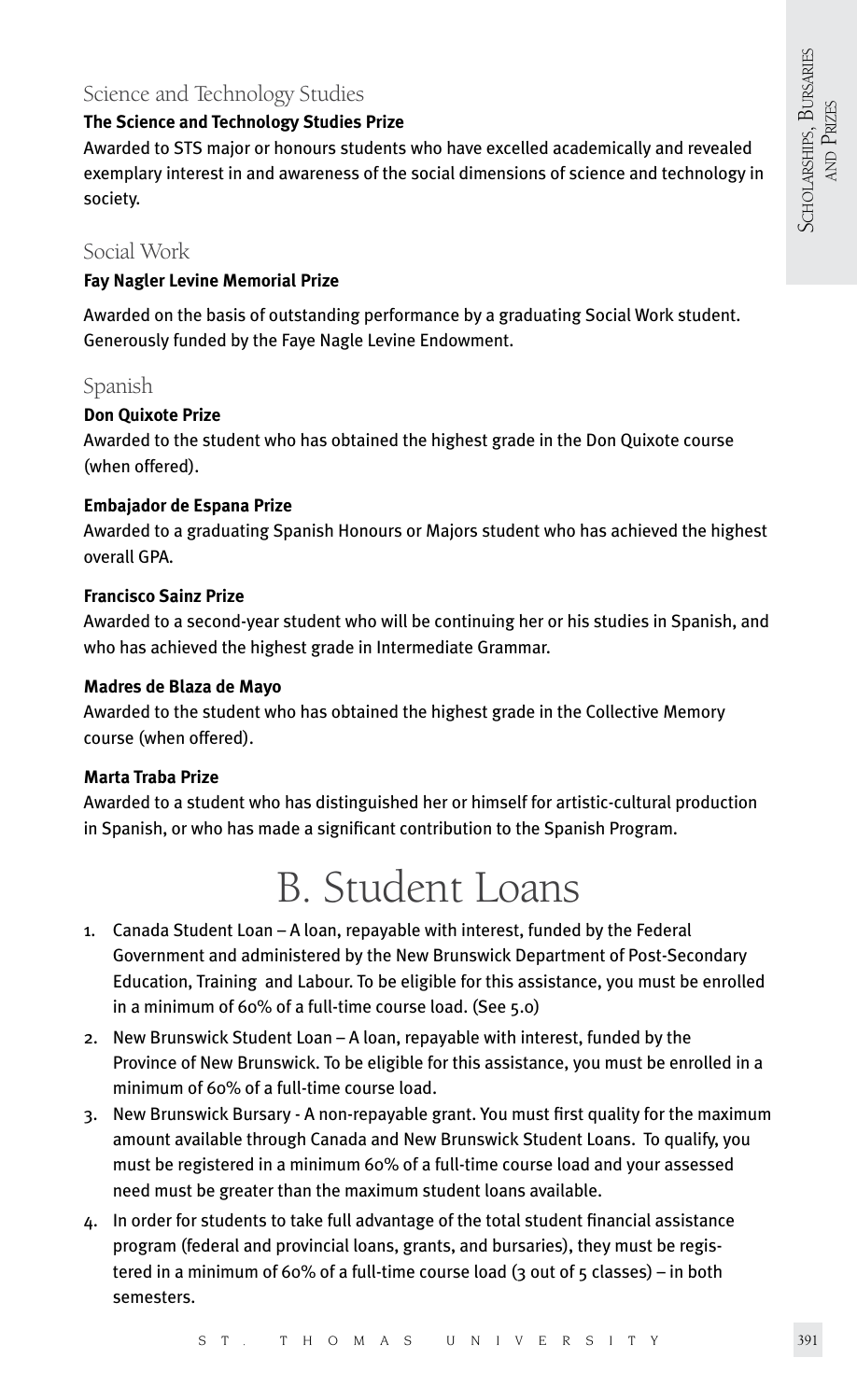### Science and Technology Studies

**The Science and Technology Studies Prize**

Awarded to STS major or honours students who have excelled academically and revealed exemplary interest in and awareness of the social dimensions of science and technology in society.

### Social Work

**Fay Nagler Levine Memorial Prize**

Awarded on the basis of outstanding performance by a graduating Social Work student. Generously funded by the Faye Nagle Levine Endowment.

### Spanish

**Don Quixote Prize**

Awarded to the student who has obtained the highest grade in the Don Quixote course (when offered).

**Embajador de Espana Prize**

Awarded to a graduating Spanish Honours or Majors student who has achieved the highest overall GPA.

**Francisco Sainz Prize**

Awarded to a second-year student who will be continuing her or his studies in Spanish, and who has achieved the highest grade in Intermediate Grammar.

**Madres de Blaza de Mayo**

Awarded to the student who has obtained the highest grade in the Collective Memory course (when offered).

**Marta Traba Prize**

Awarded to a student who has distinguished her or himself for artistic-cultural production in Spanish, or who has made a significant contribution to the Spanish Program.

# B. Student Loans

1. Canada Student Loan – A loan, repayable with interest, funded by the Federal Government and administered by the New Brunswick Department of Post-Secondary Education, Training and Labour. To be eligible for this assistance, you must be enrolled in a minimum of 60% of a full-time course load. (See 5.0)
2. New Brunswick Student Loan – A loan, repayable with interest, funded by the Province of New Brunswick. To be eligible for this assistance, you must be enrolled in a minimum of 60% of a full-time course load.
3. New Brunswick Bursary - A non-repayable grant. You must first quality for the maximum amount available through Canada and New Brunswick Student Loans. To qualify, you must be registered in a minimum 60% of a full-time course load and your assessed need must be greater than the maximum student loans available.
4. In order for students to take full advantage of the total student financial assistance program (federal and provincial loans, grants, and bursaries), they must be registered in a minimum of 60% of a full-time course load (3 out of 5 classes) – in both semesters.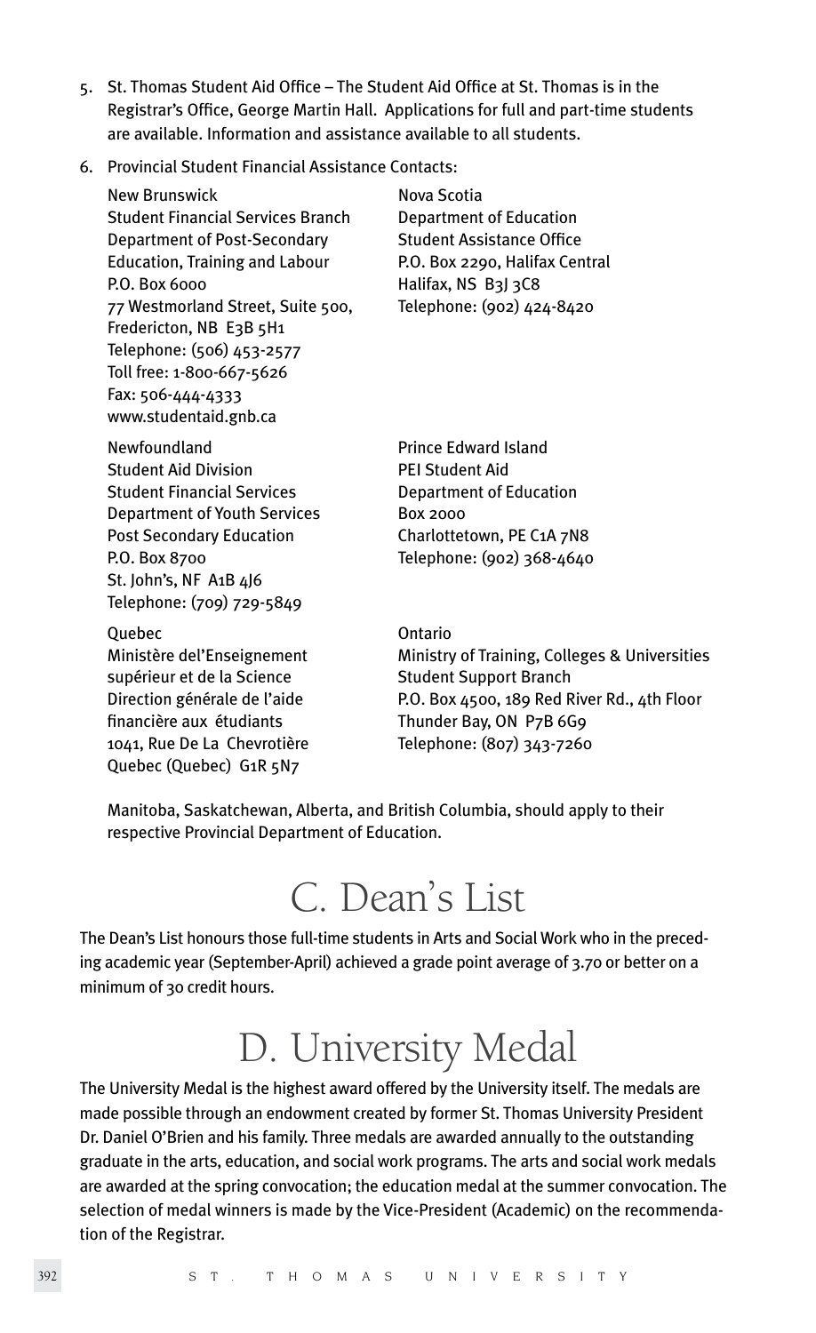5. St. Thomas Student Aid Office – The Student Aid Office at St. Thomas is in the Registrar's Office, George Martin Hall. Applications for full and part-time students are available. Information and assistance available to all students.

6. Provincial Student Financial Assistance Contacts:

New Brunswick
Student Financial Services Branch
Department of Post-Secondary Education, Training and Labour
P.O. Box 6000
77 Westmorland Street, Suite 500,
Fredericton, NB E3B 5H1
Telephone: (506) 453-2577
Toll free: 1-800-667-5626
Fax: 506-444-4333
www.studentaid.gnb.ca

Nova Scotia
Department of Education
Student Assistance Office
P.O. Box 2290, Halifax Central
Halifax, NS B3J 3C8
Telephone: (902) 424-8420

Newfoundland
Student Aid Division
Student Financial Services
Department of Youth Services
Post Secondary Education
P.O. Box 8700
St. John's, NF A1B 4J6
Telephone: (709) 729-5849

Prince Edward Island
PEI Student Aid
Department of Education
Box 2000
Charlottetown, PE C1A 7N8
Telephone: (902) 368-4640

Quebec
Ministère del'Enseignement supérieur et de la Science
Direction générale de l'aide financière aux étudiants
1041, Rue De La Chevrotière
Quebec (Quebec) G1R 5N7

Ontario
Ministry of Training, Colleges & Universities
Student Support Branch
P.O. Box 4500, 189 Red River Rd., 4th Floor
Thunder Bay, ON P7B 6G9
Telephone: (807) 343-7260

Manitoba, Saskatchewan, Alberta, and British Columbia, should apply to their respective Provincial Department of Education.

# C. Dean's List

The Dean's List honours those full-time students in Arts and Social Work who in the preceding academic year (September-April) achieved a grade point average of 3.70 or better on a minimum of 30 credit hours.

# D. University Medal

The University Medal is the highest award offered by the University itself. The medals are made possible through an endowment created by former St. Thomas University President Dr. Daniel O'Brien and his family. Three medals are awarded annually to the outstanding graduate in the arts, education, and social work programs. The arts and social work medals are awarded at the spring convocation; the education medal at the summer convocation. The selection of medal winners is made by the Vice-President (Academic) on the recommendation of the Registrar.